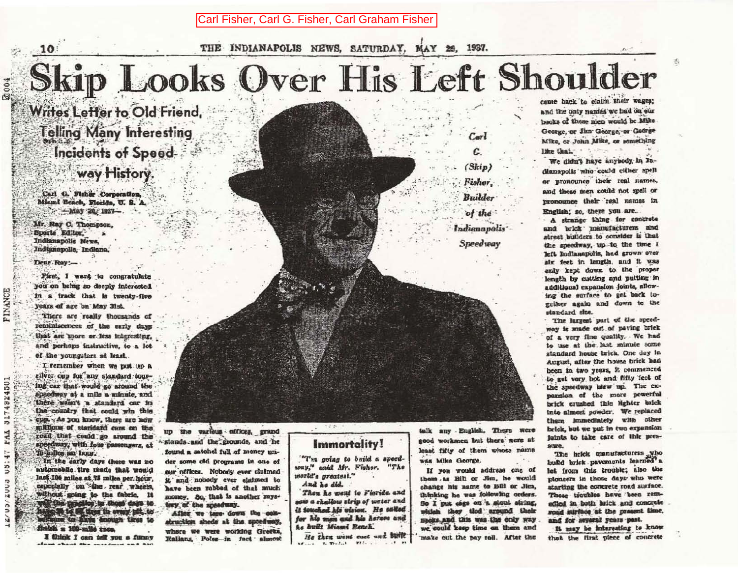Carl Fisher, Carl G. Fisher, Carl Graham Fisher

THE INDIANAPOLIS NEWS, SATURDAY, MAY 29, 1937.

# Skip Looks Over His Left Shoulder

## Writes Letter to Old Friend, Telling Many Interesting Incidents of Speedway History.

Carl G. Fisher Corporation,
Miami Beach, Florida, U. S. A.
—May 20, 1937—

Mr. Ray C. Thompson,
Sports Editor,
Indianapolis News,
Indianapolis, Indiana.

Dear Ray:—

First, I want to congratulate you on being so deeply interested in a track that is twenty-five years of age on May 31st.

There are really thousands of reminiscences of the early days that are more or less interesting, and perhaps instructive, to a lot of the youngsters at least.

I remember when we put up a silver cup for any standard touring car that would go around the speedway at a mile a minute, and there wasn't a standard car in the country that could win this cup. As you know, there are now millions of standard cars on the road that could go around the speedway, with four passengers, at 75 miles an hour.

In the early days there was no automobile tire made that would last 100 miles at 75 miles per hour, especially on the rear wheels, without going to the fabric. It was the practice in those days to have 25 or 30 tires in every pit, to be sure to have enough tires to finish a 100-mile race.

I think I can tell you a funny story about the ... up the various offices, grand stands and the grounds, and he found a satchel full of money under some old programs in one of our offices. Nobody ever claimed it and nobody ever claimed to have been robbed of that much money. So, that is another mystery of the speedway.

After we tore down the construction sheds at the speedway, where we were working Greeks, Italians, Poles—in fact almost ... talk any English. There were good workmen but there were at least fifty of them whose name was Mike George.

If you would address one of them as Bill or Jim, he would change his name to Bill or Jim, thinking he was following orders. So I put tags on a stout string, which they tied around their necks and this was the only way we could keep time on them and make out the pay roll. After the ... come back to claim their wages; and the only names we had on our books of these men would be Mike George, or Jim George, or George Mike, or John Mike, or something like that.

We didn't have anybody in Indianapolis who could either spell or pronounce their real names, and these men could not spell or pronounce their real names in English; so, there you are.

A strange thing for concrete and brick manufacturers and street builders to consider is that the speedway, up to the time I left Indianapolis, had grown over six feet in length, and it was only kept down to the proper length by cutting and putting in additional expansion joints, allowing the surface to get back together again and down to the standard size.

The largest part of the speedway is made out of paving brick of a very fine quality. We had to use at the last minute some standard house brick. One day in August, after the house brick had been in two years, it commenced to get very hot and fifty feet of the speedway blew up. The expansion of the more powerful brick crushed this lighter brick into almost powder. We replaced them immediately with other brick, but we put in two expansion joints to take care of this pressure.

The brick manufacturers who build brick pavements learned a lot from this trouble; also the pioneers in those days who were starting the concrete road surface. These troubles have been remedied in both brick and concrete road surface at the present time, and for several years past.

It may be interesting to know that the first piece of concrete ...

*Carl G. (Skip) Fisher, Builder of the Indianapolis Speedway*

### Immortality!

*"I'm going to build a speedway," said Mr. Fisher. "The world's greatest."*

*And he did.*

*Then he went to Florida and saw a shallow strip of water and it touched his vision. He called for his men and his horses and he built Miami Beach.*

*He then went east and built ...*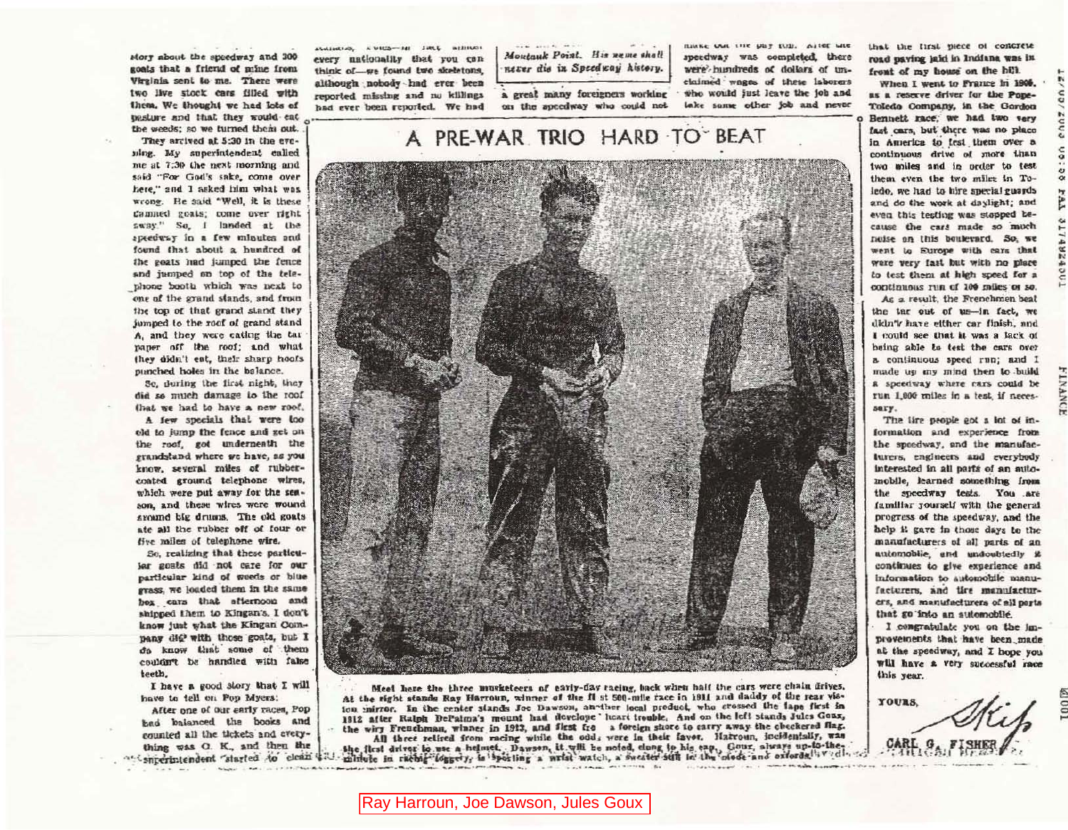story about the speedway and 300 goats that a friend of mine from Virginia sent to me. There were two live stock cars filled with them. We thought we had lots of pasture and that they would eat the weeds; so we turned them out.

They arrived at 5:30 in the evening. My superintendent called me at 7:30 the next morning and said "For God's sake, come over here," and I asked him what was wrong. He said "Well, it is these damned goats; come over right away." So, I landed at the speedway in a few minutes and found that about a hundred of the goats had jumped the fence and jumped on top of the telephone booth which was next to one of the grand stands, and from the top of that grand stand they jumped to the roof of grand stand A, and they were eating the tar paper off the roof; and what they didn't eat, their sharp hoofs punched holes in the balance.

So, during the first night, they did so much damage to the roof that we had to have a new roof.

A few specials that were too old to jump the fence and get on the roof, got underneath the grandstand where we have, as you know, several miles of rubber-coated ground telephone wires, which were put away for the season, and these wires were wound around big drums. The old goats ate all the rubber off of four or five miles of telephone wire.

So, realizing that these particular goats did not care for our particular kind of weeds or blue grass, we loaded them in the same box cars that afternoon and shipped them to Kingan's. I don't know just what the Kingan Company did with those goats, but I do know that some of them couldn't be handled with false teeth.

I have a good story that I will have to tell on Pop Myers:

After one of our early races, Pop had balanced the books and counted all the tickets and everything was O. K., and then the superintendent started to clean ... stadiums, cities—in fact, almost every nationality that you can think of—we found two skeletons, although nobody had ever been reported missing and no killings had ever been reported. We had ...

*Montauk Point. His name shall never die in Speedway history.*

a great many foreigners working on the speedway who could not make out the pay roll. After the speedway was completed, there were hundreds of dollars of unclaimed wages of these laborers who would just leave the job and take some other job and never ...

## A PRE-WAR TRIO HARD TO BEAT

Meet here the three musketeers of early-day racing, back when half the cars were chain drives. At the right stands Ray Harroun, winner of the first 500-mile race in 1911 and daddy of the rear vision mirror. In the center stands Joe Dawson, another local product, who crossed the tape first in 1912 after Ralph DePalma's mount had developed heart trouble. And on the left stands Jules Goux, the wiry Frenchman, winner in 1913, and first from a foreign shore to carry away the checkered flag.

All three retired from racing while the odds were in their favor. Harroun, incidentally, was the first driver to use a helmet. Dawson, it will be noted, clung to his cap. Goux, always up-to-the-minute in racing toggery, is sporting a wrist watch, a sweater still in the mode and oxfords ...

that the first piece of concrete road paving laid in Indiana was in front of my house on the hill.

When I went to France in 1906, as a reserve driver for the Pope-Toledo Company, in the Gordon Bennett race, we had two very fast cars, but there was no place in America to test them over a continuous drive of more than two miles and in order to test them even the two miles in Toledo, we had to hire special guards and do the work at daylight; and even this testing was stopped because the cars made so much noise on this boulevard. So, we went to Europe with cars that were very fast but with no place to test them at high speed for a continuous run of 100 miles or so.

As a result, the Frenchmen beat the tar out of us—in fact, we didn't have either car finish, and I could see that it was a lack of being able to test the cars over a continuous speed run; and I made up my mind then to build a speedway where cars could be run 1,000 miles in a test, if necessary.

The tire people got a lot of information and experience from the speedway, and the manufacturers, engineers and everybody interested in all parts of an automobile, learned something from the speedway tests. You are familiar yourself with the general progress of the speedway, and the help it gave in those days to the manufacturers of all parts of an automobile, and undoubtedly it continues to give experience and information to automobile manufacturers, and tire manufacturers, and manufacturers of all parts that go into an automobile.

I congratulate you on the improvements that have been made at the speedway, and I hope you will have a very successful race this year.

YOURS,

*Skip*

CARL G. FISHER

Ray Harroun, Joe Dawson, Jules Goux